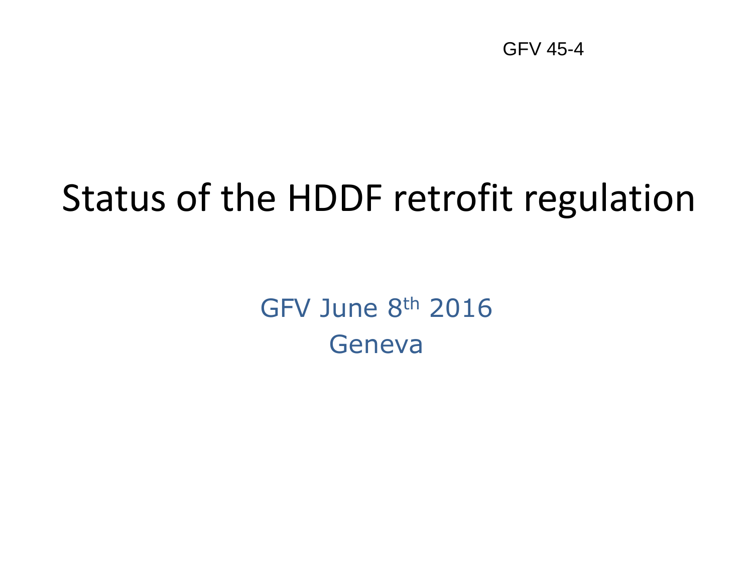GFV 45-4

# Status of the HDDF retrofit regulation

GFV June 8th 2016
Geneva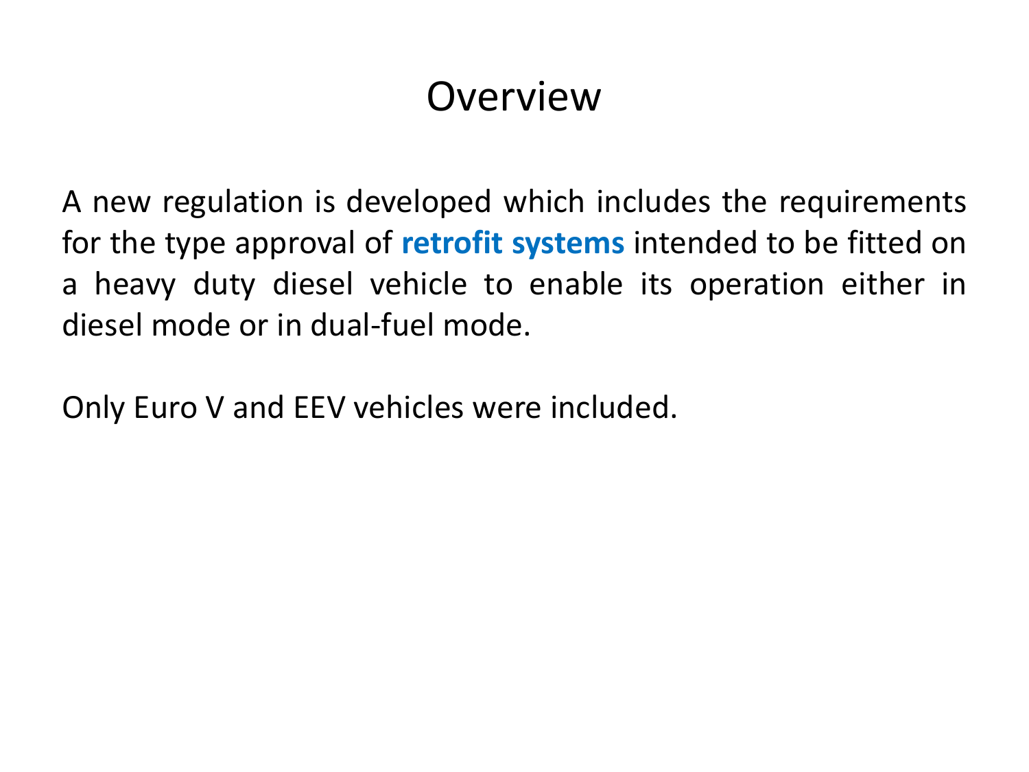# Overview

A new regulation is developed which includes the requirements for the type approval of **retrofit systems** intended to be fitted on a heavy duty diesel vehicle to enable its operation either in diesel mode or in dual-fuel mode.

Only Euro V and EEV vehicles were included.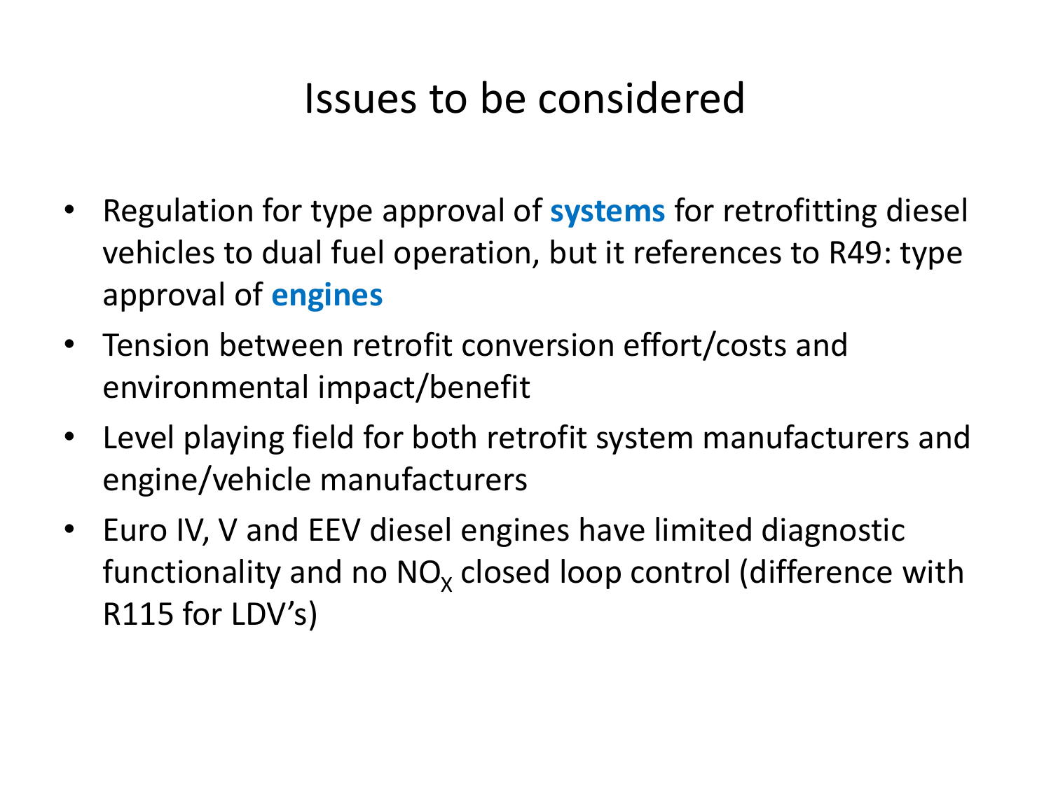# Issues to be considered

- Regulation for type approval of **systems** for retrofitting diesel vehicles to dual fuel operation, but it references to R49: type approval of **engines**
- Tension between retrofit conversion effort/costs and environmental impact/benefit
- Level playing field for both retrofit system manufacturers and engine/vehicle manufacturers
- Euro IV, V and EEV diesel engines have limited diagnostic functionality and no $NO_X$ closed loop control (difference with R115 for LDV's)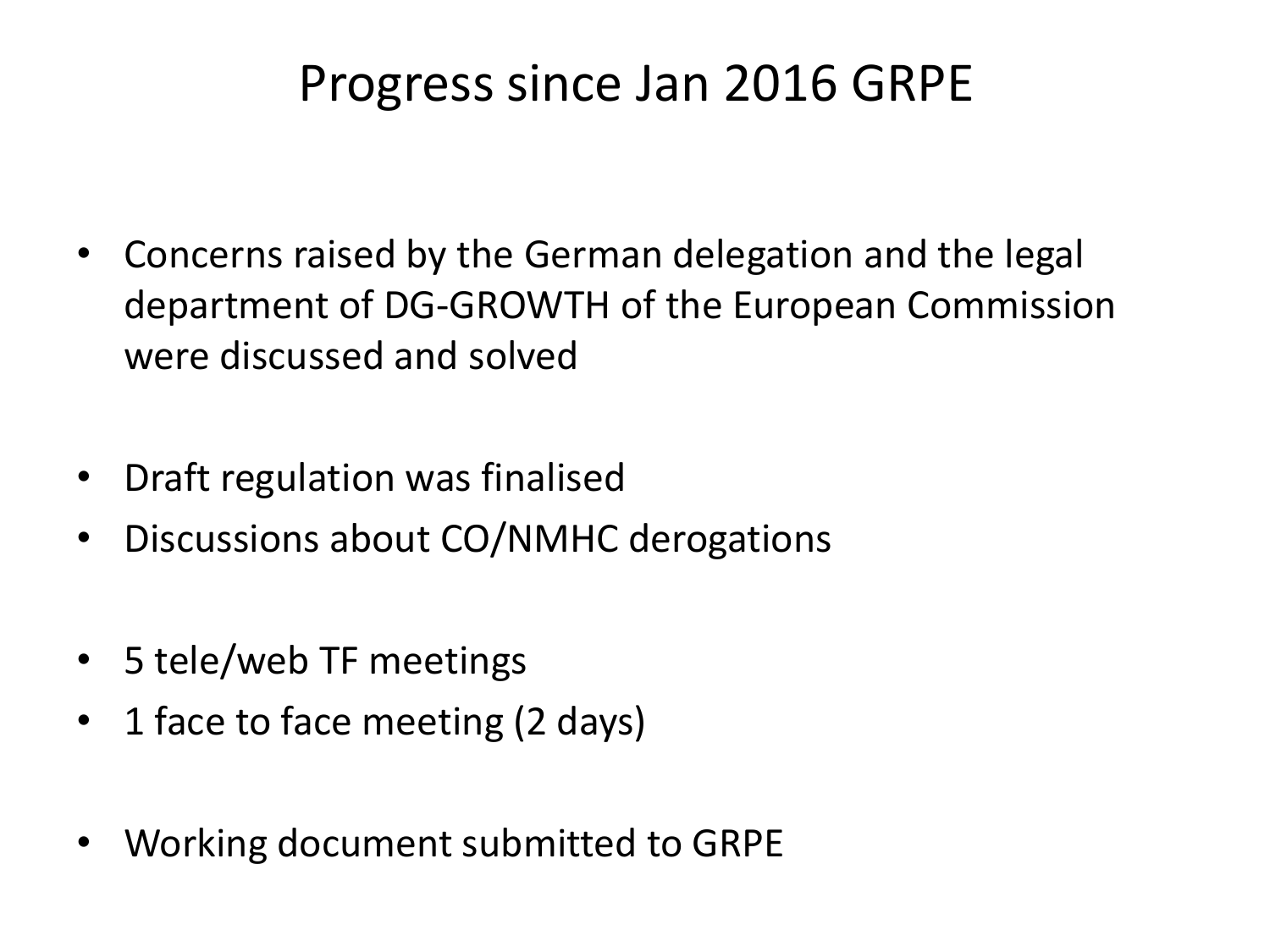# Progress since Jan 2016 GRPE

- Concerns raised by the German delegation and the legal department of DG-GROWTH of the European Commission were discussed and solved
- Draft regulation was finalised
- Discussions about CO/NMHC derogations
- 5 tele/web TF meetings
- 1 face to face meeting (2 days)
- Working document submitted to GRPE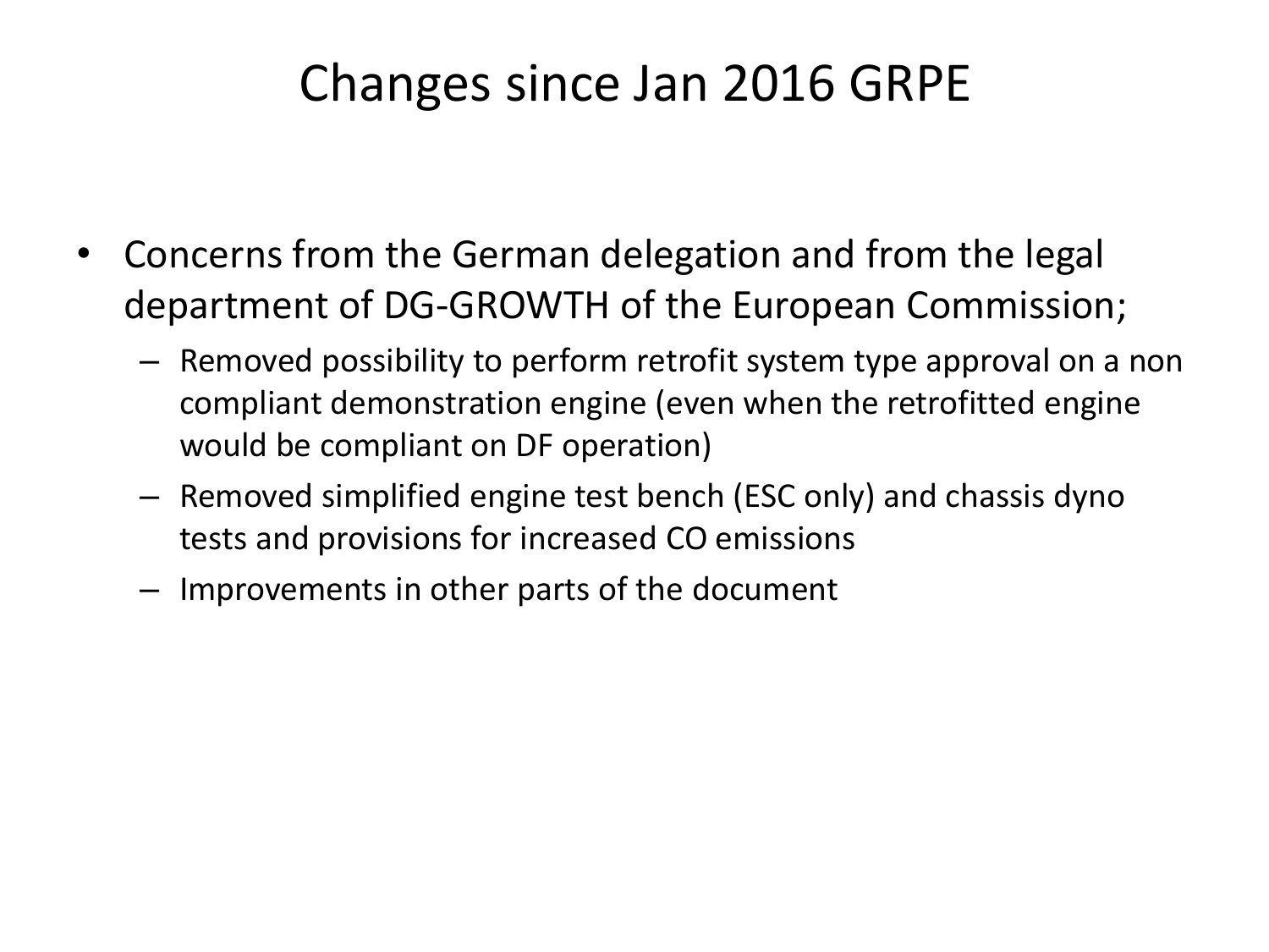# Changes since Jan 2016 GRPE

- Concerns from the German delegation and from the legal department of DG-GROWTH of the European Commission;
  - Removed possibility to perform retrofit system type approval on a non compliant demonstration engine (even when the retrofitted engine would be compliant on DF operation)
  - Removed simplified engine test bench (ESC only) and chassis dyno tests and provisions for increased CO emissions
  - Improvements in other parts of the document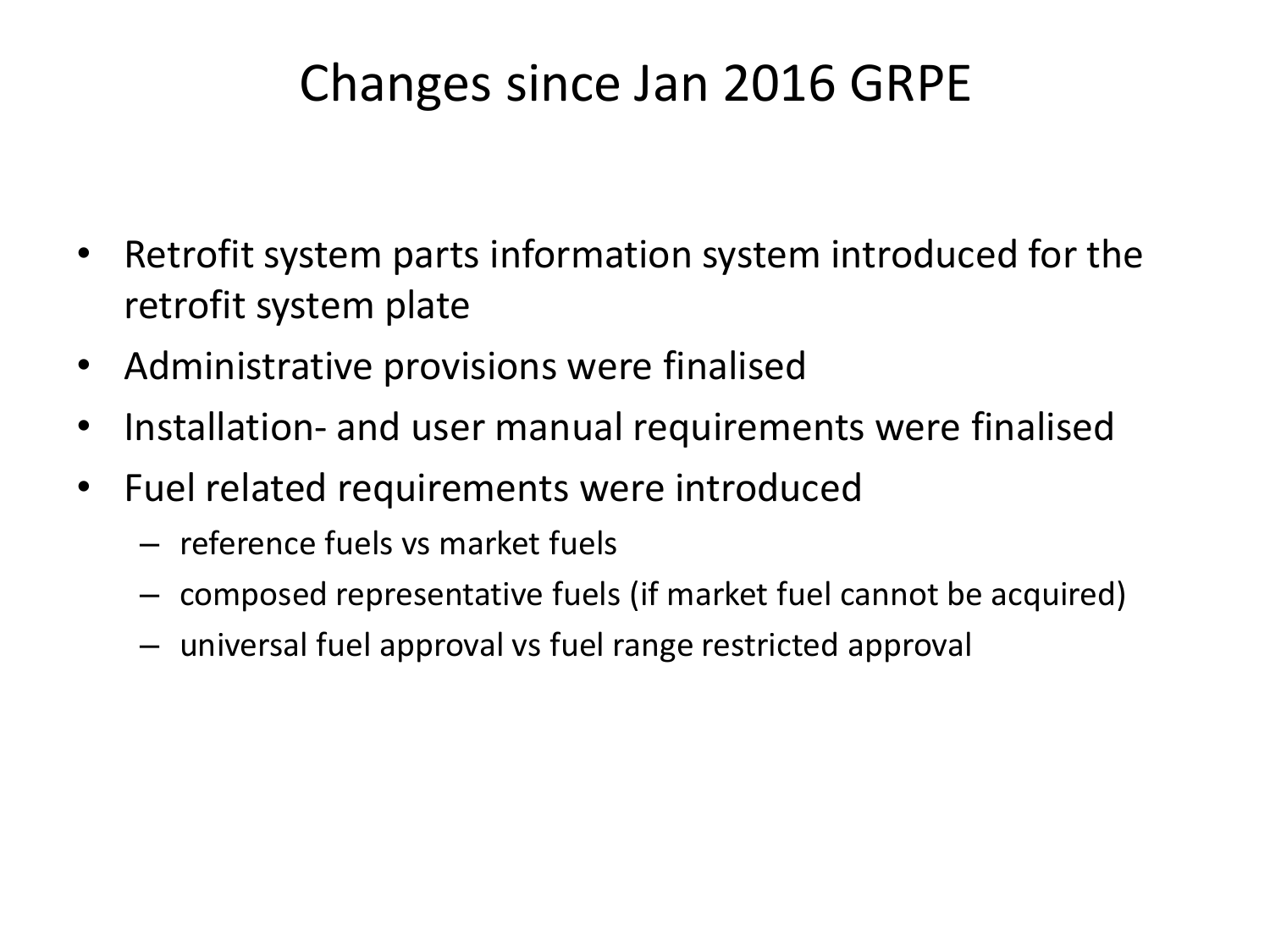# Changes since Jan 2016 GRPE

- Retrofit system parts information system introduced for the retrofit system plate
- Administrative provisions were finalised
- Installation- and user manual requirements were finalised
- Fuel related requirements were introduced
  - reference fuels vs market fuels
  - composed representative fuels (if market fuel cannot be acquired)
  - universal fuel approval vs fuel range restricted approval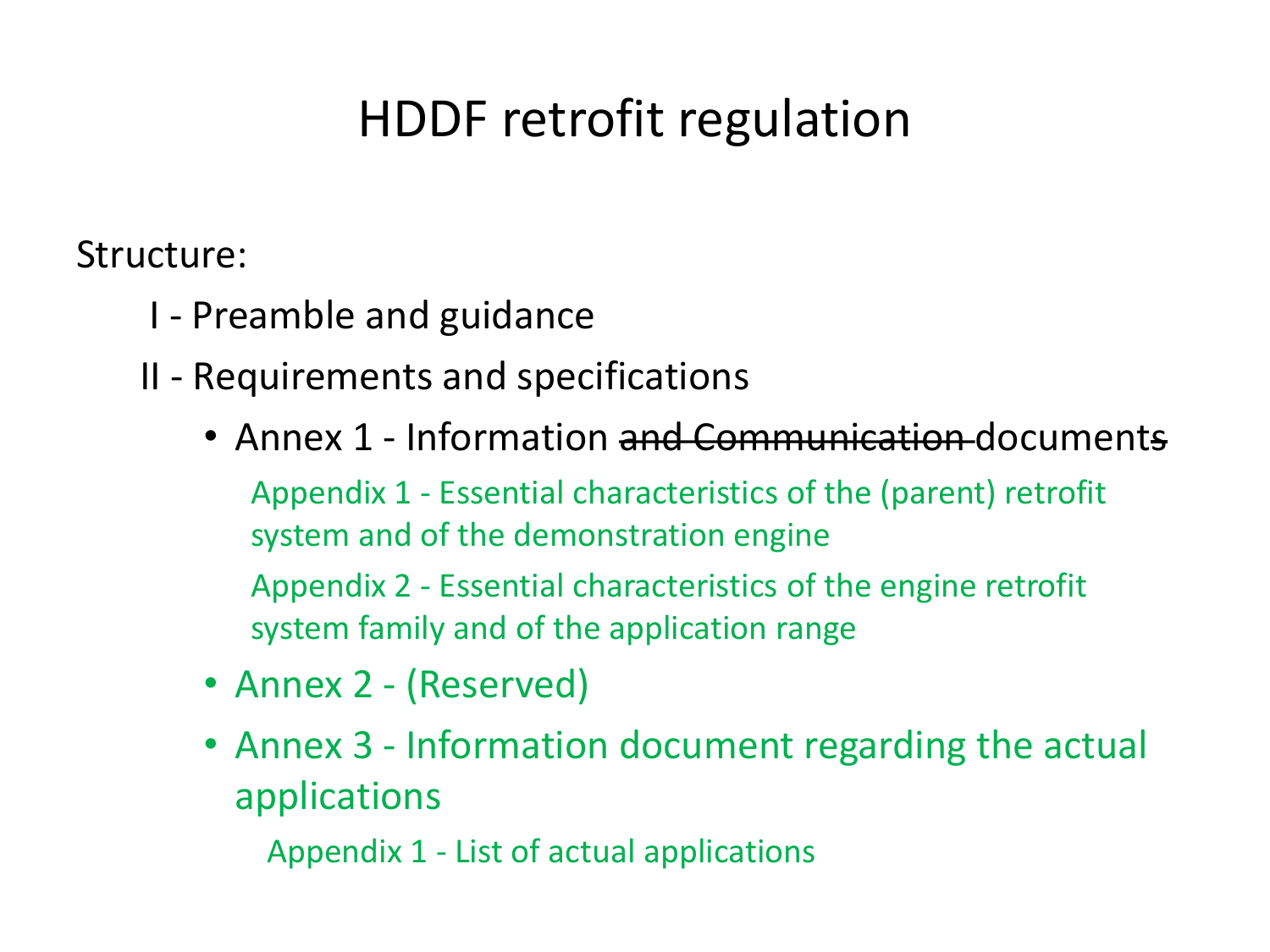# HDDF retrofit regulation

Structure:

I - Preamble and guidance

II - Requirements and specifications

- Annex 1 - Information ~~and Communication~~ document~~s~~

  Appendix 1 - Essential characteristics of the (parent) retrofit system and of the demonstration engine

  Appendix 2 - Essential characteristics of the engine retrofit system family and of the application range

- Annex 2 - (Reserved)
- Annex 3 - Information document regarding the actual applications

  Appendix 1 - List of actual applications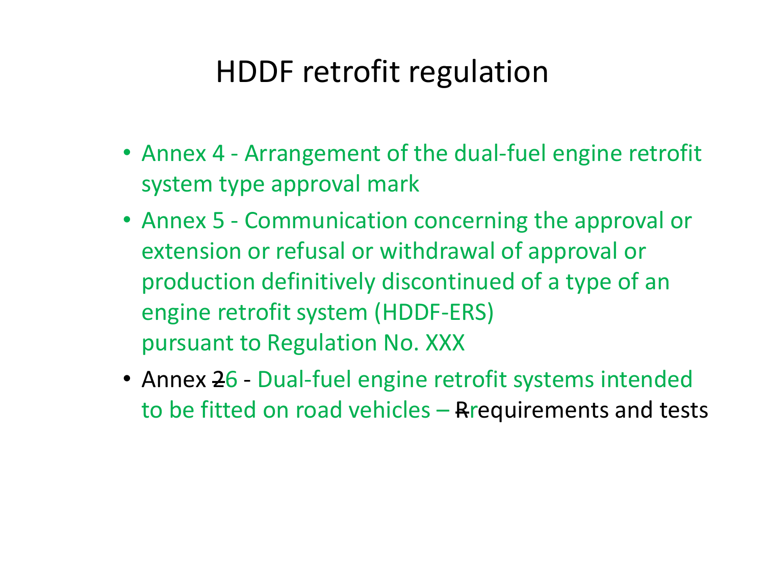# HDDF retrofit regulation

- Annex 4 - Arrangement of the dual-fuel engine retrofit system type approval mark
- Annex 5 - Communication concerning the approval or extension or refusal or withdrawal of approval or production definitively discontinued of a type of an engine retrofit system (HDDF-ERS) pursuant to Regulation No. XXX
- Annex ~~2~~6 - Dual-fuel engine retrofit systems intended to be fitted on road vehicles – ~~R~~requirements and tests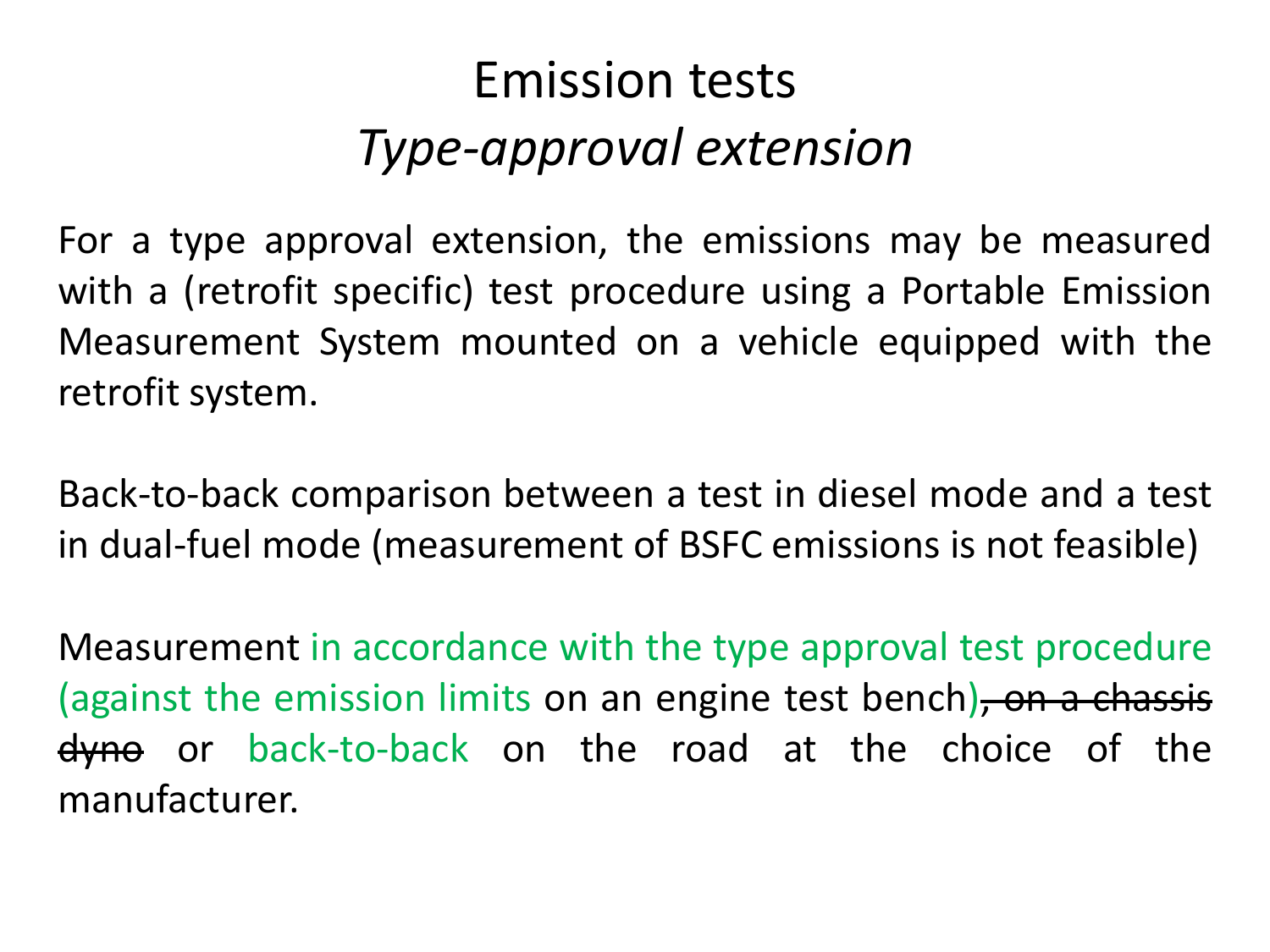# Emission tests

## *Type-approval extension*

For a type approval extension, the emissions may be measured with a (retrofit specific) test procedure using a Portable Emission Measurement System mounted on a vehicle equipped with the retrofit system.

Back-to-back comparison between a test in diesel mode and a test in dual-fuel mode (measurement of BSFC emissions is not feasible)

Measurement in accordance with the type approval test procedure (against the emission limits on an engine test bench)~~, on a chassis dyno~~ or back-to-back on the road at the choice of the manufacturer.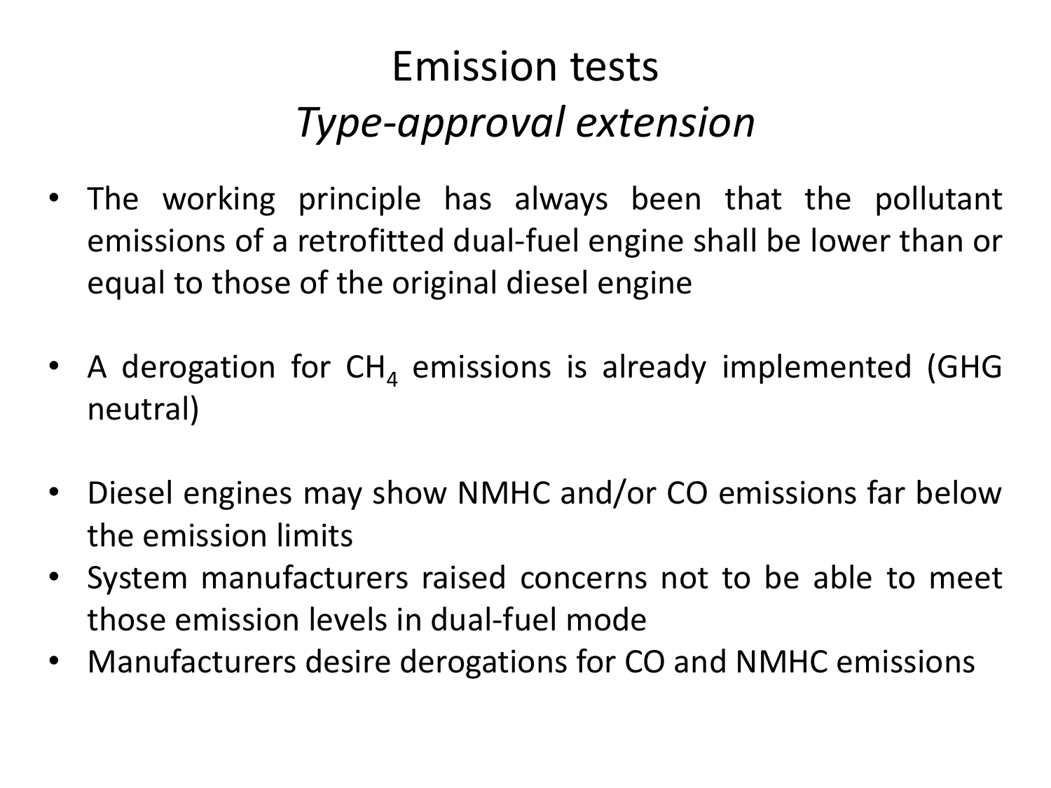# Emission tests
## *Type-approval extension*

- The working principle has always been that the pollutant emissions of a retrofitted dual-fuel engine shall be lower than or equal to those of the original diesel engine

- A derogation for $CH_4$ emissions is already implemented (GHG neutral)

- Diesel engines may show NMHC and/or CO emissions far below the emission limits
- System manufacturers raised concerns not to be able to meet those emission levels in dual-fuel mode
- Manufacturers desire derogations for CO and NMHC emissions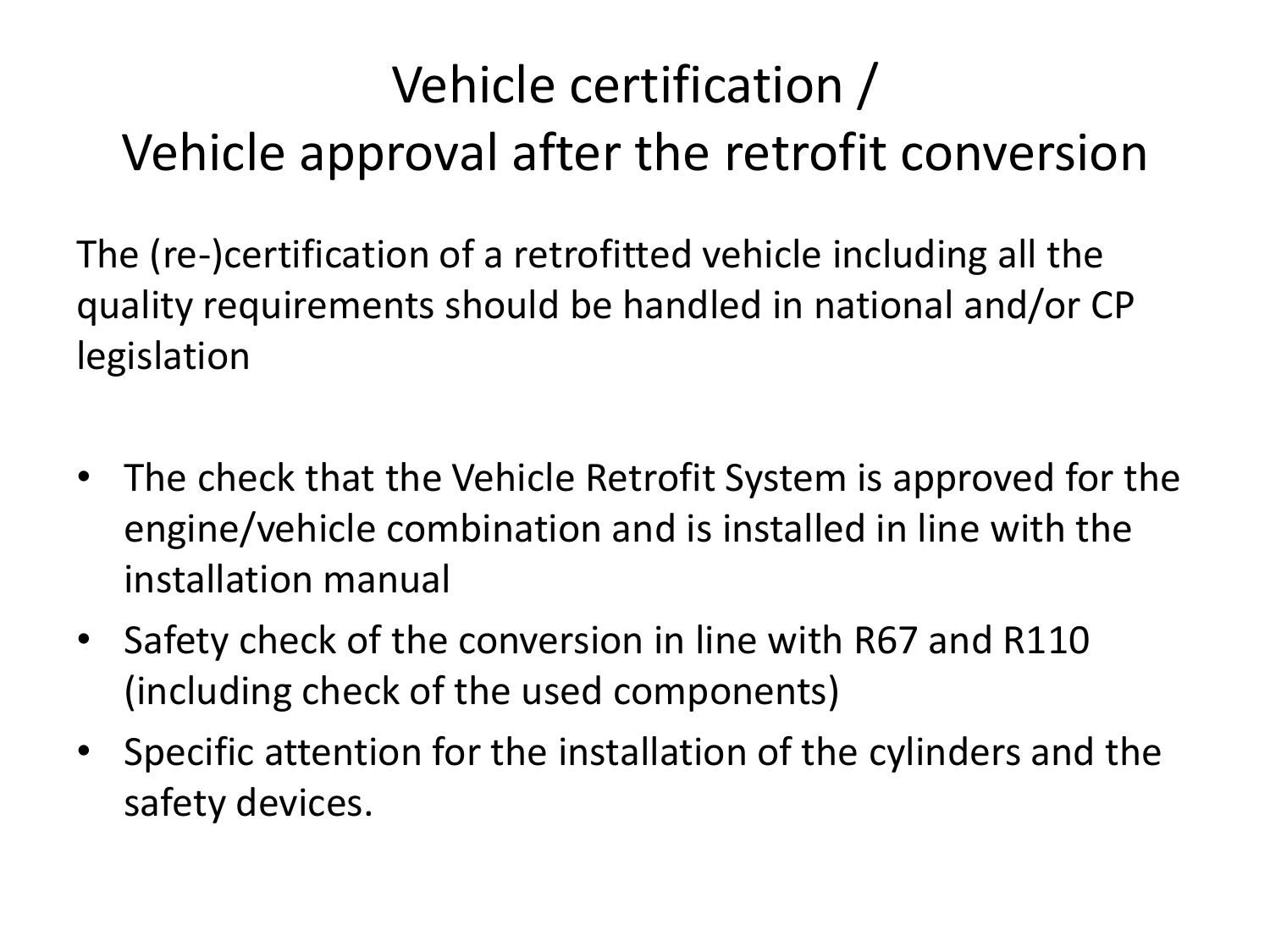# Vehicle certification / Vehicle approval after the retrofit conversion

The (re-)certification of a retrofitted vehicle including all the quality requirements should be handled in national and/or CP legislation

- The check that the Vehicle Retrofit System is approved for the engine/vehicle combination and is installed in line with the installation manual
- Safety check of the conversion in line with R67 and R110 (including check of the used components)
- Specific attention for the installation of the cylinders and the safety devices.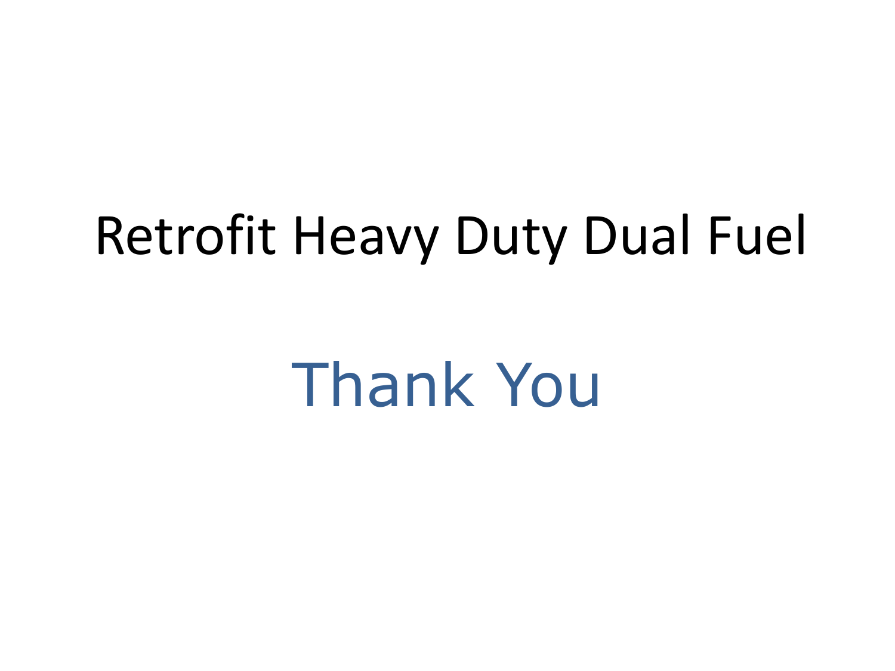# Retrofit Heavy Duty Dual Fuel

## Thank You